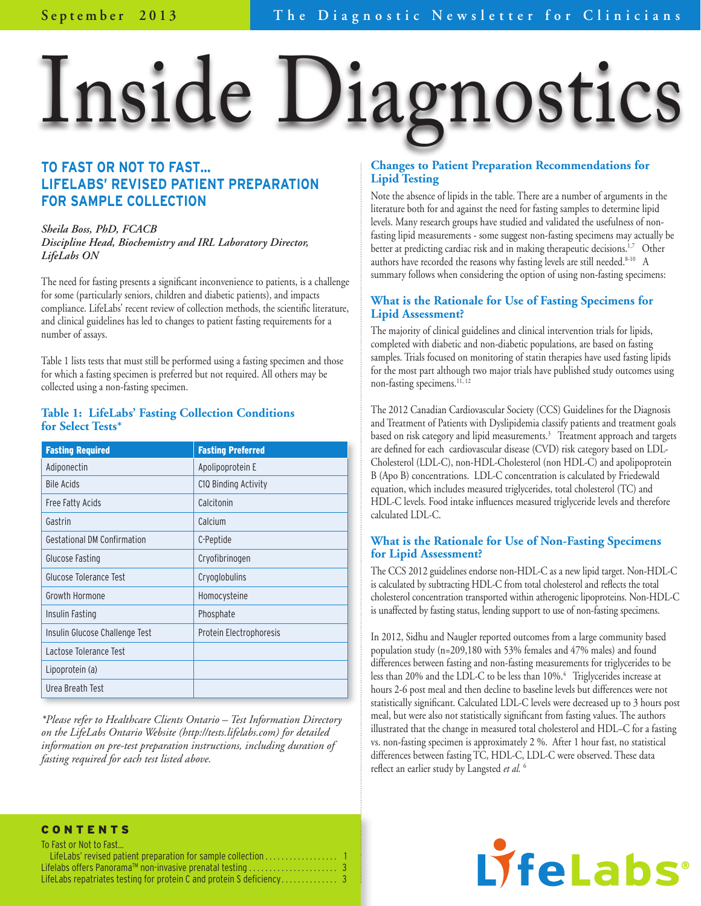# Inside Diagnostics

## TO FAST OR NOT TO FAST... LIFELABS' REVISED PATIENT PREPARATION FOR SAMPLE COLLECTION

*Sheila Boss, PhD, FCACB*
*Discipline Head, Biochemistry and IRL Laboratory Director, LifeLabs ON*

The need for fasting presents a significant inconvenience to patients, is a challenge for some (particularly seniors, children and diabetic patients), and impacts compliance. LifeLabs' recent review of collection methods, the scientific literature, and clinical guidelines has led to changes to patient fasting requirements for a number of assays.

Table 1 lists tests that must still be performed using a fasting specimen and those for which a fasting specimen is preferred but not required. All others may be collected using a non-fasting specimen.

### Table 1: LifeLabs' Fasting Collection Conditions for Select Tests*

| Fasting Required | Fasting Preferred |
|---|---|
| Adiponectin | Apolipoprotein E |
| Bile Acids | C1Q Binding Activity |
| Free Fatty Acids | Calcitonin |
| Gastrin | Calcium |
| Gestational DM Confirmation | C-Peptide |
| Glucose Fasting | Cryofibrinogen |
| Glucose Tolerance Test | Cryoglobulins |
| Growth Hormone | Homocysteine |
| Insulin Fasting | Phosphate |
| Insulin Glucose Challenge Test | Protein Electrophoresis |
| Lactose Tolerance Test | |
| Lipoprotein (a) | |
| Urea Breath Test | |

*\*Please refer to Healthcare Clients Ontario – Test Information Directory on the LifeLabs Ontario Website (http://tests.lifelabs.com) for detailed information on pre-test preparation instructions, including duration of fasting required for each test listed above.*

### Changes to Patient Preparation Recommendations for Lipid Testing

Note the absence of lipids in the table. There are a number of arguments in the literature both for and against the need for fasting samples to determine lipid levels. Many research groups have studied and validated the usefulness of non-fasting lipid measurements - some suggest non-fasting specimens may actually be better at predicting cardiac risk and in making therapeutic decisions.[1,7] Other authors have recorded the reasons why fasting levels are still needed.[8-10] A summary follows when considering the option of using non-fasting specimens:

### What is the Rationale for Use of Fasting Specimens for Lipid Assessment?

The majority of clinical guidelines and clinical intervention trials for lipids, completed with diabetic and non-diabetic populations, are based on fasting samples. Trials focused on monitoring of statin therapies have used fasting lipids for the most part although two major trials have published study outcomes using non-fasting specimens.[11,12]

The 2012 Canadian Cardiovascular Society (CCS) Guidelines for the Diagnosis and Treatment of Patients with Dyslipidemia classify patients and treatment goals based on risk category and lipid measurements.[3] Treatment approach and targets are defined for each cardiovascular disease (CVD) risk category based on LDL-Cholesterol (LDL-C), non-HDL-Cholesterol (non HDL-C) and apolipoprotein B (Apo B) concentrations. LDL-C concentration is calculated by Friedewald equation, which includes measured triglycerides, total cholesterol (TC) and HDL-C levels. Food intake influences measured triglyceride levels and therefore calculated LDL-C.

### What is the Rationale for Use of Non-Fasting Specimens for Lipid Assessment?

The CCS 2012 guidelines endorse non-HDL-C as a new lipid target. Non-HDL-C is calculated by subtracting HDL-C from total cholesterol and reflects the total cholesterol concentration transported within atherogenic lipoproteins. Non-HDL-C is unaffected by fasting status, lending support to use of non-fasting specimens.

In 2012, Sidhu and Naugler reported outcomes from a large community based population study (n=209,180 with 53% females and 47% males) and found differences between fasting and non-fasting measurements for triglycerides to be less than 20% and the LDL-C to be less than 10%.[4] Triglycerides increase at hours 2-6 post meal and then decline to baseline levels but differences were not statistically significant. Calculated LDL-C levels were decreased up to 3 hours post meal, but were also not statistically significant from fasting values. The authors illustrated that the change in measured total cholesterol and HDL–C for a fasting vs. non-fasting specimen is approximately 2 %. After 1 hour fast, no statistical differences between fasting TC, HDL-C, LDL-C were observed. These data reflect an earlier study by Langsted *et al.*[6]

**CONTENTS**

To Fast or Not to Fast...
LifeLabs' revised patient preparation for sample collection .................. 1
Lifelabs offers Panorama™ non-invasive prenatal testing ...................... 3
LifeLabs repatriates testing for protein C and protein S deficiency.............. 3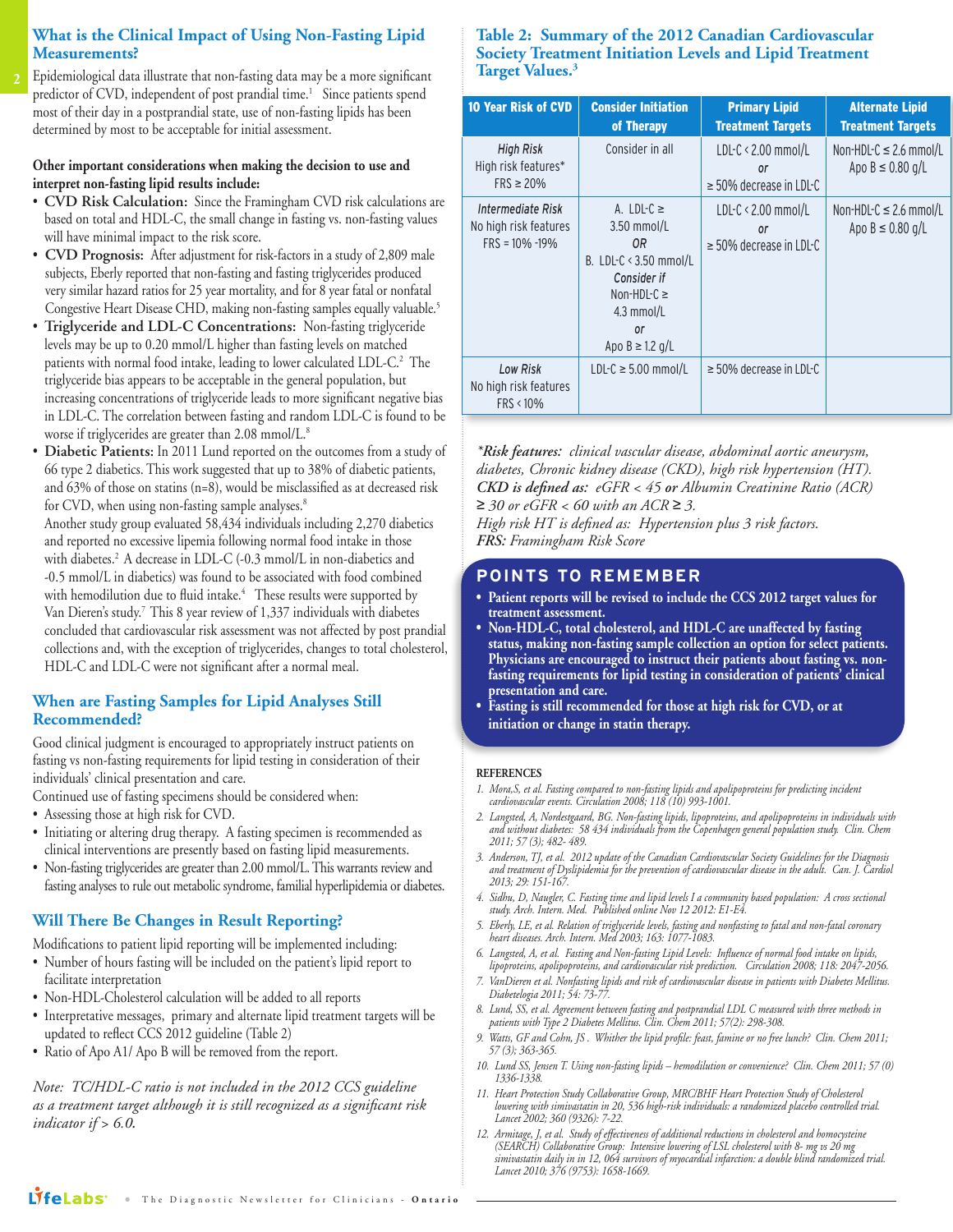## What is the Clinical Impact of Using Non-Fasting Lipid Measurements?

Epidemiological data illustrate that non-fasting data may be a more significant predictor of CVD, independent of post prandial time.[1] Since patients spend most of their day in a postprandial state, use of non-fasting lipids has been determined by most to be acceptable for initial assessment.

**Other important considerations when making the decision to use and interpret non-fasting lipid results include:**

- **CVD Risk Calculation:** Since the Framingham CVD risk calculations are based on total and HDL-C, the small change in fasting vs. non-fasting values will have minimal impact to the risk score.
- **CVD Prognosis:** After adjustment for risk-factors in a study of 2,809 male subjects, Eberly reported that non-fasting and fasting triglycerides produced very similar hazard ratios for 25 year mortality, and for 8 year fatal or nonfatal Congestive Heart Disease CHD, making non-fasting samples equally valuable.[5]
- **Triglyceride and LDL-C Concentrations:** Non-fasting triglyceride levels may be up to 0.20 mmol/L higher than fasting levels on matched patients with normal food intake, leading to lower calculated LDL-C.[2] The triglyceride bias appears to be acceptable in the general population, but increasing concentrations of triglyceride leads to more significant negative bias in LDL-C. The correlation between fasting and random LDL-C is found to be worse if triglycerides are greater than 2.08 mmol/L.[8]
- **Diabetic Patients:** In 2011 Lund reported on the outcomes from a study of 66 type 2 diabetics. This work suggested that up to 38% of diabetic patients, and 63% of those on statins (n=8), would be misclassified as at decreased risk for CVD, when using non-fasting sample analyses.[8]

  Another study group evaluated 58,434 individuals including 2,270 diabetics and reported no excessive lipemia following normal food intake in those with diabetes.[2] A decrease in LDL-C (-0.3 mmol/L in non-diabetics and -0.5 mmol/L in diabetics) was found to be associated with food combined with hemodilution due to fluid intake.[4] These results were supported by Van Dieren's study.[7] This 8 year review of 1,337 individuals with diabetes concluded that cardiovascular risk assessment was not affected by post prandial collections and, with the exception of triglycerides, changes to total cholesterol, HDL-C and LDL-C were not significant after a normal meal.

## When are Fasting Samples for Lipid Analyses Still Recommended?

Good clinical judgment is encouraged to appropriately instruct patients on fasting vs non-fasting requirements for lipid testing in consideration of their individuals' clinical presentation and care.

Continued use of fasting specimens should be considered when:

- Assessing those at high risk for CVD.
- Initiating or altering drug therapy. A fasting specimen is recommended as clinical interventions are presently based on fasting lipid measurements.
- Non-fasting triglycerides are greater than 2.00 mmol/L. This warrants review and fasting analyses to rule out metabolic syndrome, familial hyperlipidemia or diabetes.

## Will There Be Changes in Result Reporting?

Modifications to patient lipid reporting will be implemented including:

- Number of hours fasting will be included on the patient's lipid report to facilitate interpretation
- Non-HDL-Cholesterol calculation will be added to all reports
- Interpretative messages, primary and alternate lipid treatment targets will be updated to reflect CCS 2012 guideline (Table 2)
- Ratio of Apo A1/ Apo B will be removed from the report.

*Note: TC/HDL-C ratio is not included in the 2012 CCS guideline as a treatment target although it is still recognized as a significant risk indicator if > 6.0.*

## Table 2: Summary of the 2012 Canadian Cardiovascular Society Treatment Initiation Levels and Lipid Treatment Target Values.[3]

| 10 Year Risk of CVD | Consider Initiation of Therapy | Primary Lipid Treatment Targets | Alternate Lipid Treatment Targets |
|---|---|---|---|
| *High Risk* High risk features* FRS ≥ 20% | Consider in all | LDL-C < 2.00 mmol/L *or* ≥ 50% decrease in LDL-C | Non-HDL-C ≤ 2.6 mmol/L Apo B ≤ 0.80 g/L |
| *Intermediate Risk* No high risk features FRS = 10% -19% | A. LDL-C ≥ 3.50 mmol/L *OR* B. LDL-C < 3.50 mmol/L *Consider if* Non-HDL-C ≥ 4.3 mmol/L *or* Apo B ≥ 1.2 g/L | LDL-C < 2.00 mmol/L *or* ≥ 50% decrease in LDL-C | Non-HDL-C ≤ 2.6 mmol/L Apo B ≤ 0.80 g/L |
| *Low Risk* No high risk features FRS < 10% | LDL-C ≥ 5.00 mmol/L | ≥ 50% decrease in LDL-C | |

*\*Risk features: clinical vascular disease, abdominal aortic aneurysm, diabetes, Chronic kidney disease (CKD), high risk hypertension (HT).*
***CKD is defined as:** eGFR < 45 **or** Albumin Creatinine Ratio (ACR) ≥ 30 or eGFR < 60 with an ACR ≥ 3.*
*High risk HT is defined as: Hypertension plus 3 risk factors.*
***FRS:** Framingham Risk Score*

## POINTS TO REMEMBER

- **Patient reports will be revised to include the CCS 2012 target values for treatment assessment.**
- **Non-HDL-C, total cholesterol, and HDL-C are unaffected by fasting status, making non-fasting sample collection an option for select patients. Physicians are encouraged to instruct their patients about fasting vs. non-fasting requirements for lipid testing in consideration of patients' clinical presentation and care.**
- **Fasting is still recommended for those at high risk for CVD, or at initiation or change in statin therapy.**

### REFERENCES

1. *Mora,S, et al. Fasting compared to non-fasting lipids and apolipoproteins for predicting incident cardiovascular events. Circulation 2008; 118 (10) 993-1001.*
2. *Langsted, A, Nordestgaard, BG. Non-fasting lipids, lipoproteins, and apolipoproteins in individuals with and without diabetes: 58 434 individuals from the Copenhagen general population study. Clin. Chem 2011; 57 (3); 482- 489.*
3. *Anderson, TJ, et al. 2012 update of the Canadian Cardiovascular Society Guidelines for the Diagnosis and treatment of Dyslipidemia for the prevention of cardiovascular disease in the adult. Can. J. Cardiol 2013; 29: 151-167.*
4. *Sidhu, D, Naugler, C. Fasting time and lipid levels I a community based population: A cross sectional study. Arch. Intern. Med. Published online Nov 12 2012: E1-E4.*
5. *Eberly, LE, et al. Relation of triglyceride levels, fasting and nonfasting to fatal and non-fatal coronary heart diseases. Arch. Intern. Med 2003; 163: 1077-1083.*
6. *Langsted, A, et al. Fasting and Non-fasting Lipid Levels: Influence of normal food intake on lipids, lipoproteins, apolipoproteins, and cardiovascular risk prediction. Circulation 2008; 118: 2047-2056.*
7. *VanDieren et al. Nonfasting lipids and risk of cardiovascular disease in patients with Diabetes Mellitus. Diabetelogia 2011; 54: 73-77.*
8. *Lund, SS, et al. Agreement between fasting and postprandial LDL C measured with three methods in patients with Type 2 Diabetes Mellitus. Clin. Chem 2011; 57(2): 298-308.*
9. *Watts, GF and Cohn, JS . Whither the lipid profile: feast, famine or no free lunch? Clin. Chem 2011; 57 (3); 363-365.*
10. *Lund SS, Jensen T. Using non-fasting lipids – hemodilution or convenience? Clin. Chem 2011; 57 (0) 1336-1338.*
11. *Heart Protection Study Collaborative Group, MRC/BHF Heart Protection Study of Cholesterol lowering with simivastatin in 20, 536 high-risk individuals: a randomized placebo controlled trial. Lancet 2002; 360 (9326): 7-22.*
12. *Armitage, J, et al. Study of effectiveness of additional reductions in cholesterol and homocysteine (SEARCH) Collaborative Group: Intensive lowering of LSL cholesterol with 8- mg vs 20 mg simivastatin daily in in 12, 064 survivors of myocardial infarction: a double blind randomized trial. Lancet 2010; 376 (9753): 1658-1669.*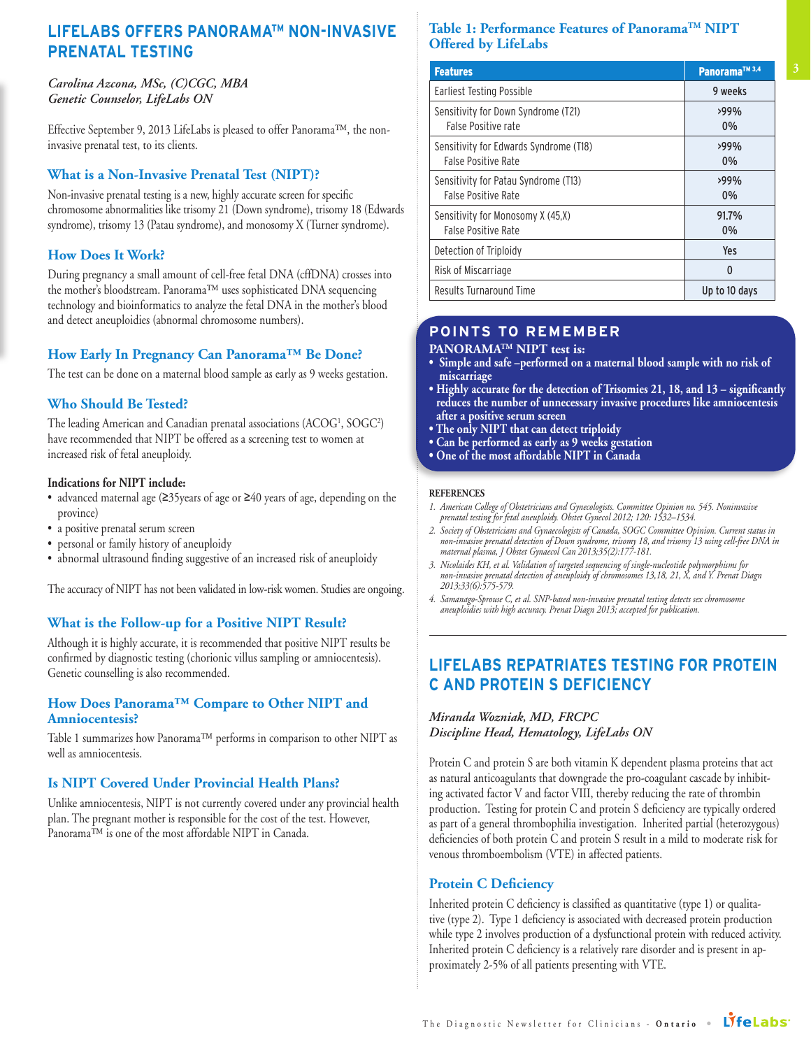## LIFELABS OFFERS PANORAMA™ NON-INVASIVE PRENATAL TESTING

*Carolina Azcona, MSc, (C)CGC, MBA*
*Genetic Counselor, LifeLabs ON*

Effective September 9, 2013 LifeLabs is pleased to offer Panorama™, the non-invasive prenatal test, to its clients.

### What is a Non-Invasive Prenatal Test (NIPT)?

Non-invasive prenatal testing is a new, highly accurate screen for specific chromosome abnormalities like trisomy 21 (Down syndrome), trisomy 18 (Edwards syndrome), trisomy 13 (Patau syndrome), and monosomy X (Turner syndrome).

### How Does It Work?

During pregnancy a small amount of cell-free fetal DNA (cffDNA) crosses into the mother's bloodstream. Panorama™ uses sophisticated DNA sequencing technology and bioinformatics to analyze the fetal DNA in the mother's blood and detect aneuploidies (abnormal chromosome numbers).

### How Early In Pregnancy Can Panorama™ Be Done?

The test can be done on a maternal blood sample as early as 9 weeks gestation.

### Who Should Be Tested?

The leading American and Canadian prenatal associations (ACOG[1], SOGC[2]) have recommended that NIPT be offered as a screening test to women at increased risk of fetal aneuploidy.

**Indications for NIPT include:**

- advanced maternal age (≥35years of age or ≥40 years of age, depending on the province)
- a positive prenatal serum screen
- personal or family history of aneuploidy
- abnormal ultrasound finding suggestive of an increased risk of aneuploidy

The accuracy of NIPT has not been validated in low-risk women. Studies are ongoing.

### What is the Follow-up for a Positive NIPT Result?

Although it is highly accurate, it is recommended that positive NIPT results be confirmed by diagnostic testing (chorionic villus sampling or amniocentesis). Genetic counselling is also recommended.

### How Does Panorama™ Compare to Other NIPT and Amniocentesis?

Table 1 summarizes how Panorama™ performs in comparison to other NIPT as well as amniocentesis.

### Is NIPT Covered Under Provincial Health Plans?

Unlike amniocentesis, NIPT is not currently covered under any provincial health plan. The pregnant mother is responsible for the cost of the test. However, Panorama™ is one of the most affordable NIPT in Canada.

**Table 1: Performance Features of Panorama™ NIPT Offered by LifeLabs**

| Features | Panorama™ [3,4] |
|---|---|
| Earliest Testing Possible | 9 weeks |
| Sensitivity for Down Syndrome (T21)<br>False Positive rate | >99%<br>0% |
| Sensitivity for Edwards Syndrome (T18)<br>False Positive Rate | >99%<br>0% |
| Sensitivity for Patau Syndrome (T13)<br>False Positive Rate | >99%<br>0% |
| Sensitivity for Monosomy X (45,X)<br>False Positive Rate | 91.7%<br>0% |
| Detection of Triploidy | Yes |
| Risk of Miscarriage | 0 |
| Results Turnaround Time | Up to 10 days |

### POINTS TO REMEMBER

**PANORAMA™ NIPT test is:**

- **Simple and safe –performed on a maternal blood sample with no risk of miscarriage**
- **Highly accurate for the detection of Trisomies 21, 18, and 13 – significantly reduces the number of unnecessary invasive procedures like amniocentesis after a positive serum screen**
- **The only NIPT that can detect triploidy**
- **Can be performed as early as 9 weeks gestation**
- **One of the most affordable NIPT in Canada**

**REFERENCES**

1. *American College of Obstetricians and Gynecologists. Committee Opinion no. 545. Noninvasive prenatal testing for fetal aneuploidy. Obstet Gynecol 2012; 120: 1532–1534.*
2. *Society of Obstetricians and Gynaecologists of Canada, SOGC Committee Opinion. Current status in non-invasive prenatal detection of Down syndrome, trisomy 18, and trisomy 13 using cell-free DNA in maternal plasma, J Obstet Gynaecol Can 2013;35(2):177-181.*
3. *Nicolaides KH, et al. Validation of targeted sequencing of single-nucleotide polymorphisms for non-invasive prenatal detection of aneuploidy of chromosomes 13,18, 21, X, and Y. Prenat Diagn 2013;33(6):575-579.*
4. *Samanago-Sprouse C, et al. SNP-based non-invasive prenatal testing detects sex chromosome aneuploidies with high accuracy. Prenat Diagn 2013; accepted for publication.*

## LIFELABS REPATRIATES TESTING FOR PROTEIN C AND PROTEIN S DEFICIENCY

*Miranda Wozniak, MD, FRCPC*
*Discipline Head, Hematology, LifeLabs ON*

Protein C and protein S are both vitamin K dependent plasma proteins that act as natural anticoagulants that downgrade the pro-coagulant cascade by inhibiting activated factor V and factor VIII, thereby reducing the rate of thrombin production. Testing for protein C and protein S deficiency are typically ordered as part of a general thrombophilia investigation. Inherited partial (heterozygous) deficiencies of both protein C and protein S result in a mild to moderate risk for venous thromboembolism (VTE) in affected patients.

### Protein C Deficiency

Inherited protein C deficiency is classified as quantitative (type 1) or qualitative (type 2). Type 1 deficiency is associated with decreased protein production while type 2 involves production of a dysfunctional protein with reduced activity. Inherited protein C deficiency is a relatively rare disorder and is present in approximately 2-5% of all patients presenting with VTE.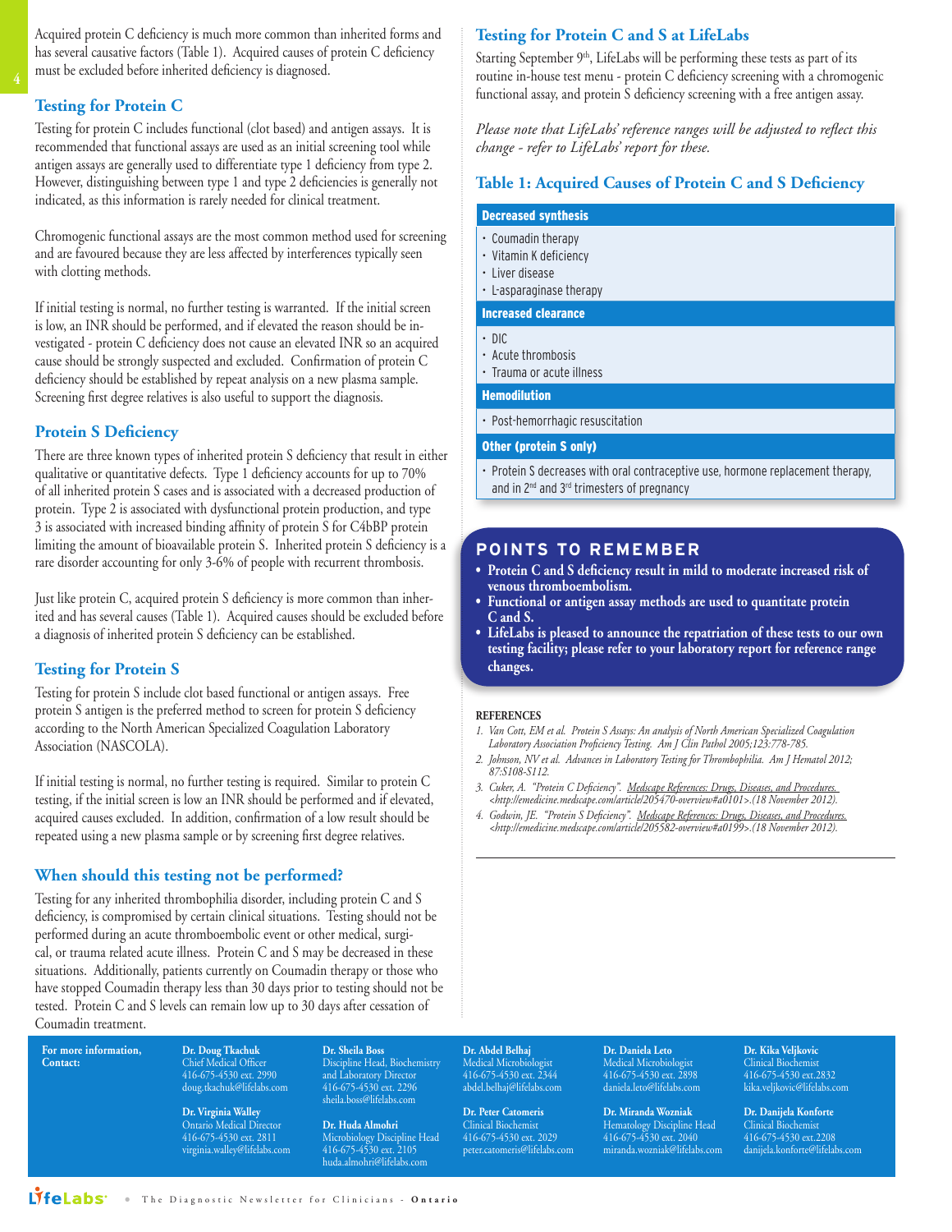Acquired protein C deficiency is much more common than inherited forms and has several causative factors (Table 1). Acquired causes of protein C deficiency must be excluded before inherited deficiency is diagnosed.

## Testing for Protein C

Testing for protein C includes functional (clot based) and antigen assays. It is recommended that functional assays are used as an initial screening tool while antigen assays are generally used to differentiate type 1 deficiency from type 2. However, distinguishing between type 1 and type 2 deficiencies is generally not indicated, as this information is rarely needed for clinical treatment.

Chromogenic functional assays are the most common method used for screening and are favoured because they are less affected by interferences typically seen with clotting methods.

If initial testing is normal, no further testing is warranted. If the initial screen is low, an INR should be performed, and if elevated the reason should be investigated - protein C deficiency does not cause an elevated INR so an acquired cause should be strongly suspected and excluded. Confirmation of protein C deficiency should be established by repeat analysis on a new plasma sample. Screening first degree relatives is also useful to support the diagnosis.

## Protein S Deficiency

There are three known types of inherited protein S deficiency that result in either qualitative or quantitative defects. Type 1 deficiency accounts for up to 70% of all inherited protein S cases and is associated with a decreased production of protein. Type 2 is associated with dysfunctional protein production, and type 3 is associated with increased binding affinity of protein S for C4bBP protein limiting the amount of bioavailable protein S. Inherited protein S deficiency is a rare disorder accounting for only 3-6% of people with recurrent thrombosis.

Just like protein C, acquired protein S deficiency is more common than inherited and has several causes (Table 1). Acquired causes should be excluded before a diagnosis of inherited protein S deficiency can be established.

## Testing for Protein S

Testing for protein S include clot based functional or antigen assays. Free protein S antigen is the preferred method to screen for protein S deficiency according to the North American Specialized Coagulation Laboratory Association (NASCOLA).

If initial testing is normal, no further testing is required. Similar to protein C testing, if the initial screen is low an INR should be performed and if elevated, acquired causes excluded. In addition, confirmation of a low result should be repeated using a new plasma sample or by screening first degree relatives.

## When should this testing not be performed?

Testing for any inherited thrombophilia disorder, including protein C and S deficiency, is compromised by certain clinical situations. Testing should not be performed during an acute thromboembolic event or other medical, surgical, or trauma related acute illness. Protein C and S may be decreased in these situations. Additionally, patients currently on Coumadin therapy or those who have stopped Coumadin therapy less than 30 days prior to testing should not be tested. Protein C and S levels can remain low up to 30 days after cessation of Coumadin treatment.

## Testing for Protein C and S at LifeLabs

Starting September 9th, LifeLabs will be performing these tests as part of its routine in-house test menu - protein C deficiency screening with a chromogenic functional assay, and protein S deficiency screening with a free antigen assay.

*Please note that LifeLabs' reference ranges will be adjusted to reflect this change - refer to LifeLabs' report for these.*

## Table 1: Acquired Causes of Protein C and S Deficiency

| Decreased synthesis |
|---|
| • Coumadin therapy<br>• Vitamin K deficiency<br>• Liver disease<br>• L-asparaginase therapy |
| **Increased clearance** |
| • DIC<br>• Acute thrombosis<br>• Trauma or acute illness |
| **Hemodilution** |
| • Post-hemorrhagic resuscitation |
| **Other (protein S only)** |
| • Protein S decreases with oral contraceptive use, hormone replacement therapy, and in 2nd and 3rd trimesters of pregnancy |

## POINTS TO REMEMBER

- **Protein C and S deficiency result in mild to moderate increased risk of venous thromboembolism.**
- **Functional or antigen assay methods are used to quantitate protein C and S.**
- **LifeLabs is pleased to announce the repatriation of these tests to our own testing facility; please refer to your laboratory report for reference range changes.**

### REFERENCES

1. *Van Cott, EM et al. Protein S Assays: An analysis of North American Specialized Coagulation Laboratory Association Proficiency Testing. Am J Clin Pathol 2005;123:778-785.*
2. *Johnson, NV et al. Advances in Laboratory Testing for Thrombophilia. Am J Hematol 2012; 87:S108-S112.*
3. *Cuker, A. "Protein C Deficiency". Medscape References: Drugs, Diseases, and Procedures. <http://emedicine.medscape.com/article/205470-overview#a0101>.(18 November 2012).*
4. *Godwin, JE. "Protein S Deficiency". Medscape References: Drugs, Diseases, and Procedures. <http://emedicine.medscape.com/article/205582-overview#a0199>.(18 November 2012).*

**For more information, Contact:**

**Dr. Doug Tkachuk**
Chief Medical Officer
416-675-4530 ext. 2990
doug.tkachuk@lifelabs.com

**Dr. Virginia Walley**
Ontario Medical Director
416-675-4530 ext. 2811
virginia.walley@lifelabs.com

**Dr. Sheila Boss**
Discipline Head, Biochemistry and Laboratory Director
416-675-4530 ext. 2296
sheila.boss@lifelabs.com

**Dr. Huda Almohri**
Microbiology Discipline Head
416-675-4530 ext. 2105
huda.almohri@lifelabs.com

**Dr. Abdel Belhaj**
Medical Microbiologist
416-675-4530 ext. 2344
abdel.belhaj@lifelabs.com

**Dr. Peter Catomeris**
Clinical Biochemist
416-675-4530 ext. 2029
peter.catomeris@lifelabs.com

**Dr. Daniela Leto**
Medical Microbiologist
416-675-4530 ext. 2898
daniela.leto@lifelabs.com

**Dr. Miranda Wozniak**
Hematology Discipline Head
416-675-4530 ext. 2040
miranda.wozniak@lifelabs.com

**Dr. Kika Veljkovic**
Clinical Biochemist
416-675-4530 ext.2832
kika.veljkovic@lifelabs.com

**Dr. Danijela Konforte**
Clinical Biochemist
416-675-4530 ext.2208
danijela.konforte@lifelabs.com